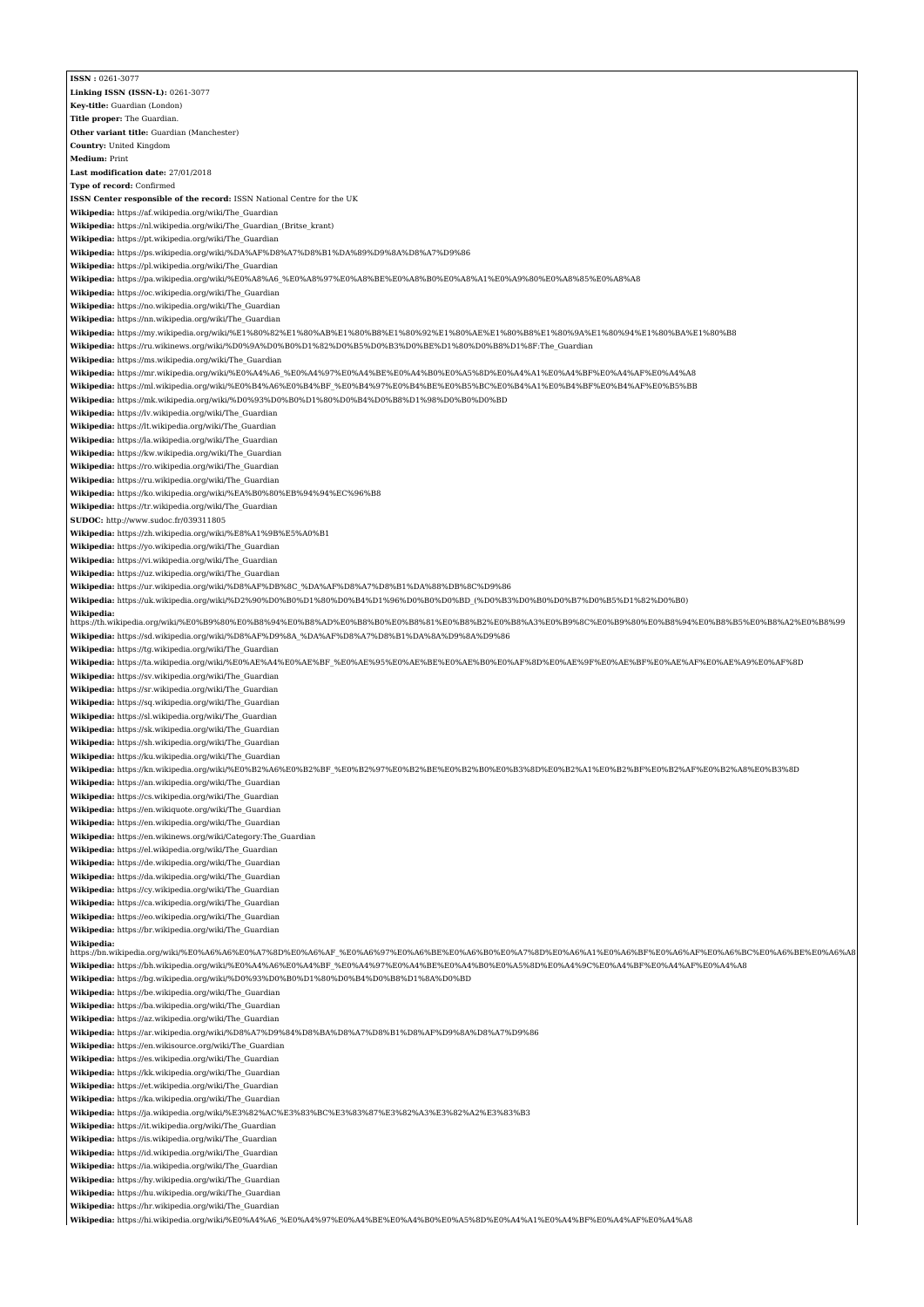**ISSN :** 0261-3077
**Linking ISSN (ISSN-L):** 0261-3077
**Key-title:** Guardian (London)
**Title proper:** The Guardian.
**Other variant title:** Guardian (Manchester)
**Country:** United Kingdom
**Medium:** Print
**Last modification date:** 27/01/2018
**Type of record:** Confirmed
**ISSN Center responsible of the record:** ISSN National Centre for the UK
**Wikipedia:** https://af.wikipedia.org/wiki/The_Guardian
**Wikipedia:** https://nl.wikipedia.org/wiki/The_Guardian_(Britse_krant)
**Wikipedia:** https://pt.wikipedia.org/wiki/The_Guardian
**Wikipedia:** https://ps.wikipedia.org/wiki/%DA%AF%D8%A7%D8%B1%DA%89%D9%8A%D8%A7%D9%86
**Wikipedia:** https://pl.wikipedia.org/wiki/The_Guardian
**Wikipedia:** https://pa.wikipedia.org/wiki/%E0%A8%A6_%E0%A8%97%E0%A8%BE%E0%A8%B0%E0%A8%A1%E0%A9%80%E0%A8%85%E0%A8%A8
**Wikipedia:** https://oc.wikipedia.org/wiki/The_Guardian
**Wikipedia:** https://no.wikipedia.org/wiki/The_Guardian
**Wikipedia:** https://nn.wikipedia.org/wiki/The_Guardian
**Wikipedia:** https://my.wikipedia.org/wiki/%E1%80%82%E1%80%AB%E1%80%B8%E1%80%92%E1%80%AE%E1%80%B8%E1%80%9A%E1%80%94%E1%80%BA%E1%80%B8
**Wikipedia:** https://ru.wikinews.org/wiki/%D0%9A%D0%B0%D1%82%D0%B5%D0%B3%D0%BE%D1%80%D0%B8%D1%8F:The_Guardian
**Wikipedia:** https://ms.wikipedia.org/wiki/The_Guardian
**Wikipedia:** https://mr.wikipedia.org/wiki/%E0%A4%A6_%E0%A4%97%E0%A4%BE%E0%A4%B0%E0%A5%8D%E0%A4%A1%E0%A4%BF%E0%A4%AF%E0%A4%A8
**Wikipedia:** https://ml.wikipedia.org/wiki/%E0%B4%A6%E0%B4%BF_%E0%B4%97%E0%B4%BE%E0%B5%BC%E0%B4%A1%E0%B4%BF%E0%B4%AF%E0%B5%BB
**Wikipedia:** https://mk.wikipedia.org/wiki/%D0%93%D0%B0%D1%80%D0%B4%D0%B8%D1%98%D0%B0%D0%BD
**Wikipedia:** https://lv.wikipedia.org/wiki/The_Guardian
**Wikipedia:** https://lt.wikipedia.org/wiki/The_Guardian
**Wikipedia:** https://la.wikipedia.org/wiki/The_Guardian
**Wikipedia:** https://kw.wikipedia.org/wiki/The_Guardian
**Wikipedia:** https://ro.wikipedia.org/wiki/The_Guardian
**Wikipedia:** https://ru.wikipedia.org/wiki/The_Guardian
**Wikipedia:** https://ko.wikipedia.org/wiki/%EA%B0%80%EB%94%94%EC%96%B8
**Wikipedia:** https://tr.wikipedia.org/wiki/The_Guardian
**SUDOC:** http://www.sudoc.fr/039311805
**Wikipedia:** https://zh.wikipedia.org/wiki/%E8%A1%9B%E5%A0%B1
**Wikipedia:** https://yo.wikipedia.org/wiki/The_Guardian
**Wikipedia:** https://vi.wikipedia.org/wiki/The_Guardian
**Wikipedia:** https://uz.wikipedia.org/wiki/The_Guardian
**Wikipedia:** https://ur.wikipedia.org/wiki/%D8%AF%DB%8C_%DA%AF%D8%A7%D8%B1%DA%88%DB%8C%D9%86
**Wikipedia:** https://uk.wikipedia.org/wiki/%D2%90%D0%B0%D1%80%D0%B4%D1%96%D0%B0%D0%BD_(%D0%B3%D0%B0%D0%B7%D0%B5%D1%82%D0%B0)
**Wikipedia:** https://th.wikipedia.org/wiki/%E0%B9%80%E0%B8%94%E0%B8%AD%E0%B8%B0%E0%B8%81%E0%B8%B2%E0%B8%A3%E0%B9%8C%E0%B9%80%E0%B8%94%E0%B8%B5%E0%B8%A2%E0%B8%99
**Wikipedia:** https://sd.wikipedia.org/wiki/%D8%AF%D9%8A_%DA%AF%D8%A7%D8%B1%DA%8A%D9%8A%D9%86
**Wikipedia:** https://tg.wikipedia.org/wiki/The_Guardian
**Wikipedia:** https://ta.wikipedia.org/wiki/%E0%AE%A4%E0%AE%BF_%E0%AE%95%E0%AE%BE%E0%AE%B0%E0%AF%8D%E0%AE%9F%E0%AE%BF%E0%AE%AF%E0%AE%A9%E0%AF%8D
**Wikipedia:** https://sv.wikipedia.org/wiki/The_Guardian
**Wikipedia:** https://sr.wikipedia.org/wiki/The_Guardian
**Wikipedia:** https://sq.wikipedia.org/wiki/The_Guardian
**Wikipedia:** https://sl.wikipedia.org/wiki/The_Guardian
**Wikipedia:** https://sk.wikipedia.org/wiki/The_Guardian
**Wikipedia:** https://sh.wikipedia.org/wiki/The_Guardian
**Wikipedia:** https://ku.wikipedia.org/wiki/The_Guardian
**Wikipedia:** https://kn.wikipedia.org/wiki/%E0%B2%A6%E0%B2%BF_%E0%B2%97%E0%B2%BE%E0%B2%B0%E0%B3%8D%E0%B2%A1%E0%B2%BF%E0%B2%AF%E0%B2%A8%E0%B3%8D
**Wikipedia:** https://an.wikipedia.org/wiki/The_Guardian
**Wikipedia:** https://cs.wikipedia.org/wiki/The_Guardian
**Wikipedia:** https://en.wikiquote.org/wiki/The_Guardian
**Wikipedia:** https://en.wikipedia.org/wiki/The_Guardian
**Wikipedia:** https://en.wikinews.org/wiki/Category:The_Guardian
**Wikipedia:** https://el.wikipedia.org/wiki/The_Guardian
**Wikipedia:** https://de.wikipedia.org/wiki/The_Guardian
**Wikipedia:** https://da.wikipedia.org/wiki/The_Guardian
**Wikipedia:** https://cy.wikipedia.org/wiki/The_Guardian
**Wikipedia:** https://ca.wikipedia.org/wiki/The_Guardian
**Wikipedia:** https://eo.wikipedia.org/wiki/The_Guardian
**Wikipedia:** https://br.wikipedia.org/wiki/The_Guardian
**Wikipedia:** https://bn.wikipedia.org/wiki/%E0%A6%A6%E0%A7%8D%E0%A6%AF_%E0%A6%97%E0%A6%BE%E0%A6%B0%E0%A7%8D%E0%A6%A1%E0%A6%BF%E0%A6%AF%E0%A6%BC%E0%A6%BE%E0%A6%A8
**Wikipedia:** https://bh.wikipedia.org/wiki/%E0%A4%A6%E0%A4%BF_%E0%A4%97%E0%A4%BE%E0%A4%B0%E0%A5%8D%E0%A4%9C%E0%A4%BF%E0%A4%AF%E0%A4%A8
**Wikipedia:** https://bg.wikipedia.org/wiki/%D0%93%D0%B0%D1%80%D0%B4%D0%B8%D1%8A%D0%BD
**Wikipedia:** https://be.wikipedia.org/wiki/The_Guardian
**Wikipedia:** https://ba.wikipedia.org/wiki/The_Guardian
**Wikipedia:** https://az.wikipedia.org/wiki/The_Guardian
**Wikipedia:** https://ar.wikipedia.org/wiki/%D8%A7%D9%84%D8%BA%D8%A7%D8%B1%D8%AF%D9%8A%D8%A7%D9%86
**Wikipedia:** https://en.wikisource.org/wiki/The_Guardian
**Wikipedia:** https://es.wikipedia.org/wiki/The_Guardian
**Wikipedia:** https://kk.wikipedia.org/wiki/The_Guardian
**Wikipedia:** https://et.wikipedia.org/wiki/The_Guardian
**Wikipedia:** https://ka.wikipedia.org/wiki/The_Guardian
**Wikipedia:** https://ja.wikipedia.org/wiki/%E3%82%AC%E3%83%BC%E3%83%87%E3%82%A3%E3%82%A2%E3%83%B3
**Wikipedia:** https://it.wikipedia.org/wiki/The_Guardian
**Wikipedia:** https://is.wikipedia.org/wiki/The_Guardian
**Wikipedia:** https://id.wikipedia.org/wiki/The_Guardian
**Wikipedia:** https://ia.wikipedia.org/wiki/The_Guardian
**Wikipedia:** https://hy.wikipedia.org/wiki/The_Guardian
**Wikipedia:** https://hu.wikipedia.org/wiki/The_Guardian
**Wikipedia:** https://hr.wikipedia.org/wiki/The_Guardian
**Wikipedia:** https://hi.wikipedia.org/wiki/%E0%A4%A6_%E0%A4%97%E0%A4%BE%E0%A4%B0%E0%A5%8D%E0%A4%A1%E0%A4%BF%E0%A4%AF%E0%A4%A8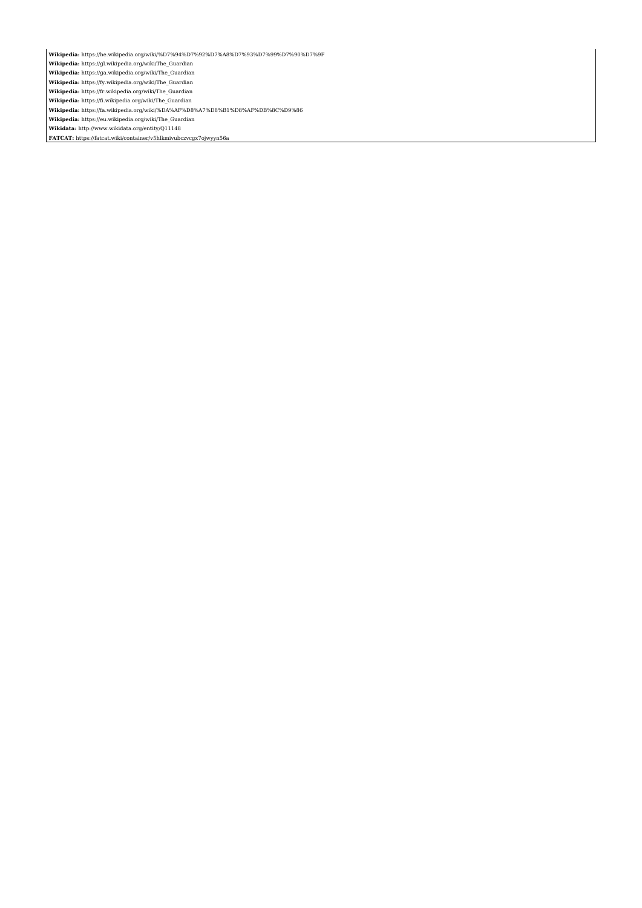**Wikipedia:** https://he.wikipedia.org/wiki/%D7%94%D7%92%D7%A8%D7%93%D7%99%D7%90%D7%9F

**Wikipedia:** https://gl.wikipedia.org/wiki/The_Guardian

**Wikipedia:** https://ga.wikipedia.org/wiki/The_Guardian

**Wikipedia:** https://fy.wikipedia.org/wiki/The_Guardian

**Wikipedia:** https://fr.wikipedia.org/wiki/The_Guardian

**Wikipedia:** https://fi.wikipedia.org/wiki/The_Guardian

**Wikipedia:** https://fa.wikipedia.org/wiki/%DA%AF%D8%A7%D8%B1%D8%AF%DB%8C%D9%86

**Wikipedia:** https://eu.wikipedia.org/wiki/The_Guardian

**Wikidata:** http://www.wikidata.org/entity/Q11148

**FATCAT:** https://fatcat.wiki/container/v5hlkmivubczvcgx7ojwyyn56a